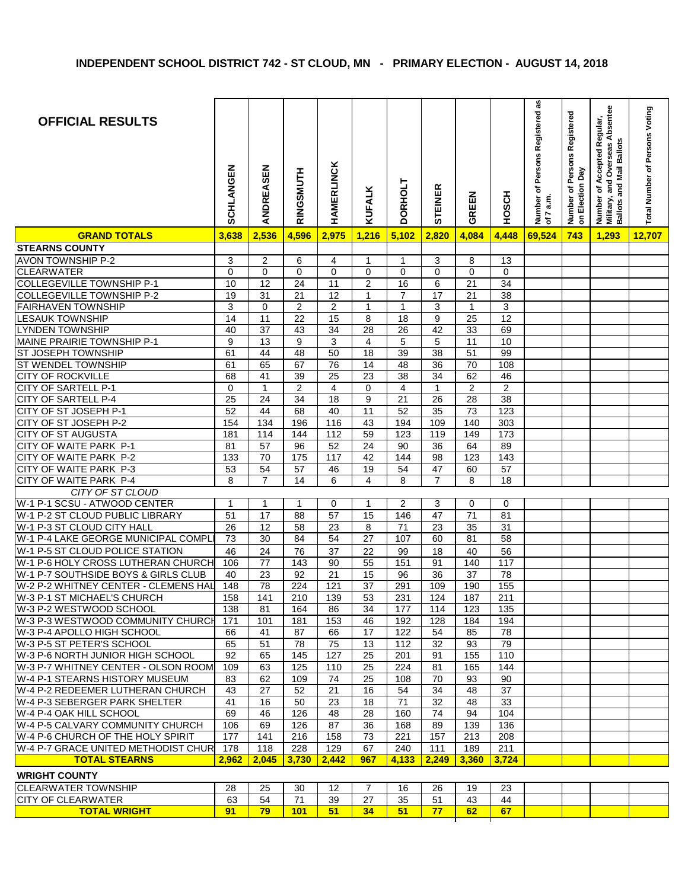# INDEPENDENT SCHOOL DISTRICT 742 - ST CLOUD, MN - PRIMARY ELECTION - AUGUST 14, 2018

| OFFICIAL RESULTS | SCHLANGEN | ANDREASEN | RINGSMUTH | HAMERLINCK | KUFALK | DORHOLT | STEINER | GREEN | HOSCH | Number of Persons Registered as of 7 a.m. | Number of Persons Registered on Election Day | Number of Accepted Regular, Military, and Overseas Absentee Ballots and Mail Ballots | Total Number of Persons Voting |
|---|---|---|---|---|---|---|---|---|---|---|---|---|---|
| **GRAND TOTALS** | **3,638** | **2,536** | **4,596** | **2,975** | **1,216** | **5,102** | **2,820** | **4,084** | **4,448** | **69,524** | **743** | **1,293** | **12,707** |
| **STEARNS COUNTY** | | | | | | | | | | | | | |
| AVON TOWNSHIP P-2 | 3 | 2 | 6 | 4 | 1 | 1 | 3 | 8 | 13 | | | | |
| CLEARWATER | 0 | 0 | 0 | 0 | 0 | 0 | 0 | 0 | 0 | | | | |
| COLLEGEVILLE TOWNSHIP P-1 | 10 | 12 | 24 | 11 | 2 | 16 | 6 | 21 | 34 | | | | |
| COLLEGEVILLE TOWNSHIP P-2 | 19 | 31 | 21 | 12 | 1 | 7 | 17 | 21 | 38 | | | | |
| FAIRHAVEN TOWNSHIP | 3 | 0 | 2 | 2 | 1 | 1 | 3 | 1 | 3 | | | | |
| LESAUK TOWNSHIP | 14 | 11 | 22 | 15 | 8 | 18 | 9 | 25 | 12 | | | | |
| LYNDEN TOWNSHIP | 40 | 37 | 43 | 34 | 28 | 26 | 42 | 33 | 69 | | | | |
| MAINE PRAIRIE TOWNSHIP P-1 | 9 | 13 | 9 | 3 | 4 | 5 | 5 | 11 | 10 | | | | |
| ST JOSEPH TOWNSHIP | 61 | 44 | 48 | 50 | 18 | 39 | 38 | 51 | 99 | | | | |
| ST WENDEL TOWNSHIP | 61 | 65 | 67 | 76 | 14 | 48 | 36 | 70 | 108 | | | | |
| CITY OF ROCKVILLE | 68 | 41 | 39 | 25 | 23 | 38 | 34 | 62 | 46 | | | | |
| CITY OF SARTELL P-1 | 0 | 1 | 2 | 4 | 0 | 4 | 1 | 2 | 2 | | | | |
| CITY OF SARTELL P-4 | 25 | 24 | 34 | 18 | 9 | 21 | 26 | 28 | 38 | | | | |
| CITY OF ST JOSEPH P-1 | 52 | 44 | 68 | 40 | 11 | 52 | 35 | 73 | 123 | | | | |
| CITY OF ST JOSEPH P-2 | 154 | 134 | 196 | 116 | 43 | 194 | 109 | 140 | 303 | | | | |
| CITY OF ST AUGUSTA | 181 | 114 | 144 | 112 | 59 | 123 | 119 | 149 | 173 | | | | |
| CITY OF WAITE PARK P-1 | 81 | 57 | 96 | 52 | 24 | 90 | 36 | 64 | 89 | | | | |
| CITY OF WAITE PARK P-2 | 133 | 70 | 175 | 117 | 42 | 144 | 98 | 123 | 143 | | | | |
| CITY OF WAITE PARK P-3 | 53 | 54 | 57 | 46 | 19 | 54 | 47 | 60 | 57 | | | | |
| CITY OF WAITE PARK P-4 | 8 | 7 | 14 | 6 | 4 | 8 | 7 | 8 | 18 | | | | |
| *CITY OF ST CLOUD* | | | | | | | | | | | | | |
| W-1 P-1 SCSU - ATWOOD CENTER | 1 | 1 | 1 | 0 | 1 | 2 | 3 | 0 | 0 | | | | |
| W-1 P-2 ST CLOUD PUBLIC LIBRARY | 51 | 17 | 88 | 57 | 15 | 146 | 47 | 71 | 81 | | | | |
| W-1 P-3 ST CLOUD CITY HALL | 26 | 12 | 58 | 23 | 8 | 71 | 23 | 35 | 31 | | | | |
| W-1 P-4 LAKE GEORGE MUNICIPAL COMPL | 73 | 30 | 84 | 54 | 27 | 107 | 60 | 81 | 58 | | | | |
| W-1 P-5 ST CLOUD POLICE STATION | 46 | 24 | 76 | 37 | 22 | 99 | 18 | 40 | 56 | | | | |
| W-1 P-6 HOLY CROSS LUTHERAN CHURCH | 106 | 77 | 143 | 90 | 55 | 151 | 91 | 140 | 117 | | | | |
| W-1 P-7 SOUTHSIDE BOYS & GIRLS CLUB | 40 | 23 | 92 | 21 | 15 | 96 | 36 | 37 | 78 | | | | |
| W-2 P-2 WHITNEY CENTER - CLEMENS HAL | 148 | 78 | 224 | 121 | 37 | 291 | 109 | 190 | 155 | | | | |
| W-3 P-1 ST MICHAEL'S CHURCH | 158 | 141 | 210 | 139 | 53 | 231 | 124 | 187 | 211 | | | | |
| W-3 P-2 WESTWOOD SCHOOL | 138 | 81 | 164 | 86 | 34 | 177 | 114 | 123 | 135 | | | | |
| W-3 P-3 WESTWOOD COMMUNITY CHURCH | 171 | 101 | 181 | 153 | 46 | 192 | 128 | 184 | 194 | | | | |
| W-3 P-4 APOLLO HIGH SCHOOL | 66 | 41 | 87 | 66 | 17 | 122 | 54 | 85 | 78 | | | | |
| W-3 P-5 ST PETER'S SCHOOL | 65 | 51 | 78 | 75 | 13 | 112 | 32 | 93 | 79 | | | | |
| W-3 P-6 NORTH JUNIOR HIGH SCHOOL | 92 | 65 | 145 | 127 | 25 | 201 | 91 | 155 | 110 | | | | |
| W-3 P-7 WHITNEY CENTER - OLSON ROOM | 109 | 63 | 125 | 110 | 25 | 224 | 81 | 165 | 144 | | | | |
| W-4 P-1 STEARNS HISTORY MUSEUM | 83 | 62 | 109 | 74 | 25 | 108 | 70 | 93 | 90 | | | | |
| W-4 P-2 REDEEMER LUTHERAN CHURCH | 43 | 27 | 52 | 21 | 16 | 54 | 34 | 48 | 37 | | | | |
| W-4 P-3 SEBERGER PARK SHELTER | 41 | 16 | 50 | 23 | 18 | 71 | 32 | 48 | 33 | | | | |
| W-4 P-4 OAK HILL SCHOOL | 69 | 46 | 126 | 48 | 28 | 160 | 74 | 94 | 104 | | | | |
| W-4 P-5 CALVARY COMMUNITY CHURCH | 106 | 69 | 126 | 87 | 36 | 168 | 89 | 139 | 136 | | | | |
| W-4 P-6 CHURCH OF THE HOLY SPIRIT | 177 | 141 | 216 | 158 | 73 | 221 | 157 | 213 | 208 | | | | |
| W-4 P-7 GRACE UNITED METHODIST CHUR | 178 | 118 | 228 | 129 | 67 | 240 | 111 | 189 | 211 | | | | |
| **TOTAL STEARNS** | **2,962** | **2,045** | **3,730** | **2,442** | **967** | **4,133** | **2,249** | **3,360** | **3,724** | | | | |
| **WRIGHT COUNTY** | | | | | | | | | | | | | |
| CLEARWATER TOWNSHIP | 28 | 25 | 30 | 12 | 7 | 16 | 26 | 19 | 23 | | | | |
| CITY OF CLEARWATER | 63 | 54 | 71 | 39 | 27 | 35 | 51 | 43 | 44 | | | | |
| **TOTAL WRIGHT** | **91** | **79** | **101** | **51** | **34** | **51** | **77** | **62** | **67** | | | | |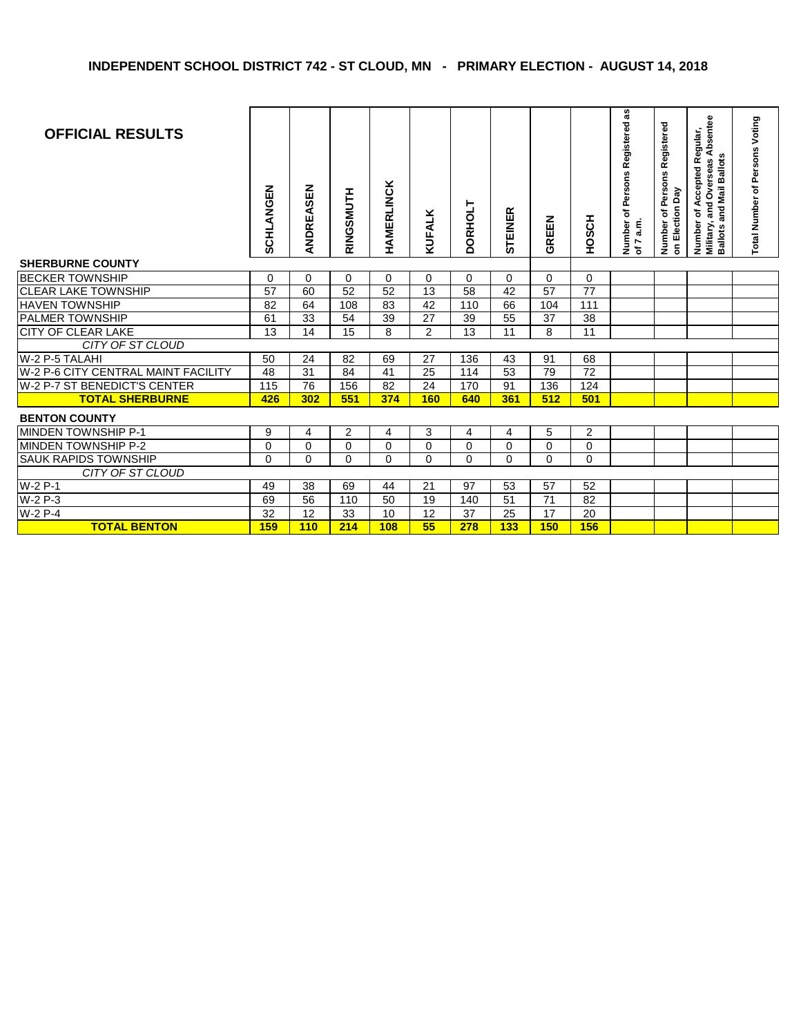# INDEPENDENT SCHOOL DISTRICT 742 - ST CLOUD, MN - PRIMARY ELECTION - AUGUST 14, 2018

| OFFICIAL RESULTS | SCHLANGEN | ANDREASEN | RINGSMUTH | HAMERLINCK | KUFALK | DORHOLT | STEINER | GREEN | HOSCH | Number of Persons Registered as of 7 a.m. | Number of Persons Registered on Election Day | Number of Accepted Regular, Military, and Overseas Absentee Ballots and Mail Ballots | Total Number of Persons Voting |
|---|---|---|---|---|---|---|---|---|---|---|---|---|---|
| **SHERBURNE COUNTY** | | | | | | | | | | | | | |
| BECKER TOWNSHIP | 0 | 0 | 0 | 0 | 0 | 0 | 0 | 0 | 0 | | | | |
| CLEAR LAKE TOWNSHIP | 57 | 60 | 52 | 52 | 13 | 58 | 42 | 57 | 77 | | | | |
| HAVEN TOWNSHIP | 82 | 64 | 108 | 83 | 42 | 110 | 66 | 104 | 111 | | | | |
| PALMER TOWNSHIP | 61 | 33 | 54 | 39 | 27 | 39 | 55 | 37 | 38 | | | | |
| CITY OF CLEAR LAKE | 13 | 14 | 15 | 8 | 2 | 13 | 11 | 8 | 11 | | | | |
| *CITY OF ST CLOUD* | | | | | | | | | | | | | |
| W-2 P-5 TALAHI | 50 | 24 | 82 | 69 | 27 | 136 | 43 | 91 | 68 | | | | |
| W-2 P-6 CITY CENTRAL MAINT FACILITY | 48 | 31 | 84 | 41 | 25 | 114 | 53 | 79 | 72 | | | | |
| W-2 P-7 ST BENEDICT'S CENTER | 115 | 76 | 156 | 82 | 24 | 170 | 91 | 136 | 124 | | | | |
| **TOTAL SHERBURNE** | **426** | **302** | **551** | **374** | **160** | **640** | **361** | **512** | **501** | | | | |
| **BENTON COUNTY** | | | | | | | | | | | | | |
| MINDEN TOWNSHIP P-1 | 9 | 4 | 2 | 4 | 3 | 4 | 4 | 5 | 2 | | | | |
| MINDEN TOWNSHIP P-2 | 0 | 0 | 0 | 0 | 0 | 0 | 0 | 0 | 0 | | | | |
| SAUK RAPIDS TOWNSHIP | 0 | 0 | 0 | 0 | 0 | 0 | 0 | 0 | 0 | | | | |
| *CITY OF ST CLOUD* | | | | | | | | | | | | | |
| W-2 P-1 | 49 | 38 | 69 | 44 | 21 | 97 | 53 | 57 | 52 | | | | |
| W-2 P-3 | 69 | 56 | 110 | 50 | 19 | 140 | 51 | 71 | 82 | | | | |
| W-2 P-4 | 32 | 12 | 33 | 10 | 12 | 37 | 25 | 17 | 20 | | | | |
| **TOTAL BENTON** | **159** | **110** | **214** | **108** | **55** | **278** | **133** | **150** | **156** | | | | |